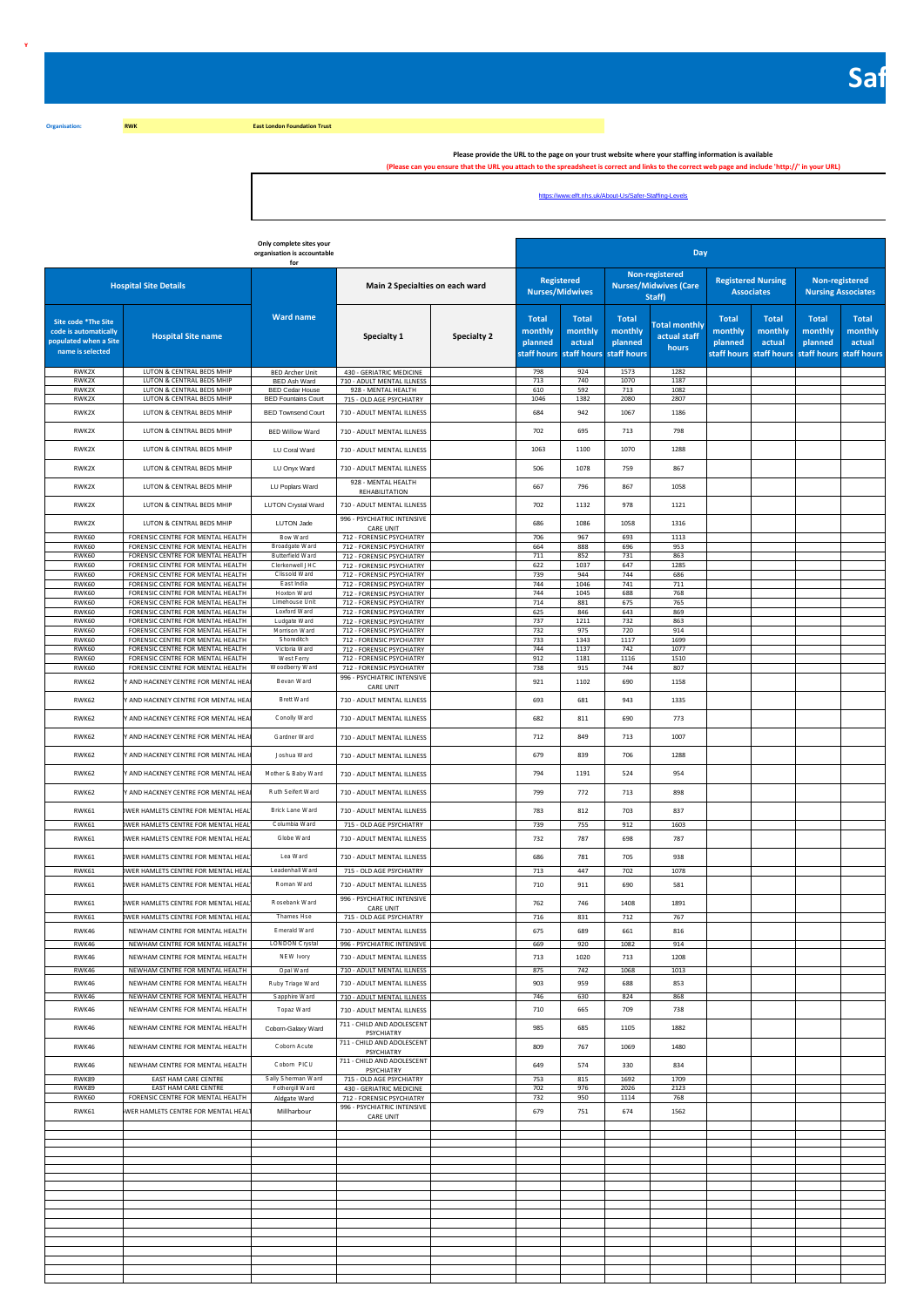# Saf

**Organisation:** RWK East London Foundation Trust

**Please provide the URL to the page on your trust website where your staffing information is available**

**(Please can you ensure that the URL you attach to the spreadsheet is correct and links to the correct web page and include 'http://' in your URL)**

https://www.elft.nhs.uk/About-Us/Safer-Staffing-Levels

Only complete sites your organisation is accountable for

| Hospital Site Details | | Ward name | Main 2 Specialties on each ward | | Day | | | | | | | |
|---|---|---|---|---|---|---|---|---|---|---|---|---|
| | | | | | Registered Nurses/Midwives | | Non-registered Nurses/Midwives (Care Staff) | | Registered Nursing Associates | | Non-registered Nursing Associates | |
| Site code *The Site code is automatically populated when a Site name is selected | Hospital Site name | | Specialty 1 | Specialty 2 | Total monthly planned staff hours | Total monthly actual staff hours | Total monthly planned staff hours | Total monthly actual staff hours | Total monthly planned staff hours | Total monthly actual staff hours | Total monthly planned staff hours | Total monthly actual staff hours |
| RWK2X | LUTON & CENTRAL BEDS MHIP | BED Archer Unit | 430 - GERIATRIC MEDICINE | | 798 | 924 | 1573 | 1282 | | | | |
| RWK2X | LUTON & CENTRAL BEDS MHIP | BED Ash Ward | 710 - ADULT MENTAL ILLNESS | | 713 | 740 | 1070 | 1187 | | | | |
| RWK2X | LUTON & CENTRAL BEDS MHIP | BED Cedar House | 928 - MENTAL HEALTH | | 610 | 592 | 713 | 1082 | | | | |
| RWK2X | LUTON & CENTRAL BEDS MHIP | BED Fountains Court | 715 - OLD AGE PSYCHIATRY | | 1046 | 1382 | 2080 | 2807 | | | | |
| RWK2X | LUTON & CENTRAL BEDS MHIP | BED Townsend Court | 710 - ADULT MENTAL ILLNESS | | 684 | 942 | 1067 | 1186 | | | | |
| RWK2X | LUTON & CENTRAL BEDS MHIP | BED Willow Ward | 710 - ADULT MENTAL ILLNESS | | 702 | 695 | 713 | 798 | | | | |
| RWK2X | LUTON & CENTRAL BEDS MHIP | LU Coral Ward | 710 - ADULT MENTAL ILLNESS | | 1063 | 1100 | 1070 | 1288 | | | | |
| RWK2X | LUTON & CENTRAL BEDS MHIP | LU Onyx Ward | 710 - ADULT MENTAL ILLNESS | | 506 | 1078 | 759 | 867 | | | | |
| RWK2X | LUTON & CENTRAL BEDS MHIP | LU Poplars Ward | 928 - MENTAL HEALTH REHABILITATION | | 667 | 796 | 867 | 1058 | | | | |
| RWK2X | LUTON & CENTRAL BEDS MHIP | LUTON Crystal Ward | 710 - ADULT MENTAL ILLNESS | | 702 | 1132 | 978 | 1121 | | | | |
| RWK2X | LUTON & CENTRAL BEDS MHIP | LUTON Jade | 996 - PSYCHIATRIC INTENSIVE CARE UNIT | | 686 | 1086 | 1058 | 1316 | | | | |
| RWK60 | FORENSIC CENTRE FOR MENTAL HEALTH | Bow Ward | 712 - FORENSIC PSYCHIATRY | | 706 | 967 | 693 | 1113 | | | | |
| RWK60 | FORENSIC CENTRE FOR MENTAL HEALTH | Broadgate Ward | 712 - FORENSIC PSYCHIATRY | | 664 | 888 | 696 | 953 | | | | |
| RWK60 | FORENSIC CENTRE FOR MENTAL HEALTH | Butterfield Ward | 712 - FORENSIC PSYCHIATRY | | 711 | 852 | 731 | 863 | | | | |
| RWK60 | FORENSIC CENTRE FOR MENTAL HEALTH | Clerkenwell JHC | 712 - FORENSIC PSYCHIATRY | | 622 | 1037 | 647 | 1285 | | | | |
| RWK60 | FORENSIC CENTRE FOR MENTAL HEALTH | Clissold Ward | 712 - FORENSIC PSYCHIATRY | | 739 | 944 | 744 | 686 | | | | |
| RWK60 | FORENSIC CENTRE FOR MENTAL HEALTH | East India | 712 - FORENSIC PSYCHIATRY | | 744 | 1046 | 741 | 711 | | | | |
| RWK60 | FORENSIC CENTRE FOR MENTAL HEALTH | Hoxton Ward | 712 - FORENSIC PSYCHIATRY | | 744 | 1045 | 688 | 768 | | | | |
| RWK60 | FORENSIC CENTRE FOR MENTAL HEALTH | Limehouse Unit | 712 - FORENSIC PSYCHIATRY | | 714 | 881 | 675 | 765 | | | | |
| RWK60 | FORENSIC CENTRE FOR MENTAL HEALTH | Loxford Ward | 712 - FORENSIC PSYCHIATRY | | 625 | 846 | 643 | 869 | | | | |
| RWK60 | FORENSIC CENTRE FOR MENTAL HEALTH | Ludgate Ward | 712 - FORENSIC PSYCHIATRY | | 737 | 1211 | 732 | 863 | | | | |
| RWK60 | FORENSIC CENTRE FOR MENTAL HEALTH | Morrison Ward | 712 - FORENSIC PSYCHIATRY | | 732 | 975 | 720 | 914 | | | | |
| RWK60 | FORENSIC CENTRE FOR MENTAL HEALTH | Shoreditch | 712 - FORENSIC PSYCHIATRY | | 733 | 1343 | 1117 | 1699 | | | | |
| RWK60 | FORENSIC CENTRE FOR MENTAL HEALTH | Victoria Ward | 712 - FORENSIC PSYCHIATRY | | 744 | 1137 | 742 | 1077 | | | | |
| RWK60 | FORENSIC CENTRE FOR MENTAL HEALTH | West Ferry | 712 - FORENSIC PSYCHIATRY | | 912 | 1181 | 1116 | 1510 | | | | |
| RWK60 | FORENSIC CENTRE FOR MENTAL HEALTH | Woodberry Ward | 712 - FORENSIC PSYCHIATRY | | 738 | 915 | 744 | 807 | | | | |
| RWK62 | Y AND HACKNEY CENTRE FOR MENTAL HEA | Bevan Ward | 996 - PSYCHIATRIC INTENSIVE CARE UNIT | | 921 | 1102 | 690 | 1158 | | | | |
| RWK62 | Y AND HACKNEY CENTRE FOR MENTAL HEA | Brett Ward | 710 - ADULT MENTAL ILLNESS | | 693 | 681 | 943 | 1335 | | | | |
| RWK62 | Y AND HACKNEY CENTRE FOR MENTAL HEA | Conolly Ward | 710 - ADULT MENTAL ILLNESS | | 682 | 811 | 690 | 773 | | | | |
| RWK62 | Y AND HACKNEY CENTRE FOR MENTAL HEA | Gardner Ward | 710 - ADULT MENTAL ILLNESS | | 712 | 849 | 713 | 1007 | | | | |
| RWK62 | Y AND HACKNEY CENTRE FOR MENTAL HEA | Joshua Ward | 710 - ADULT MENTAL ILLNESS | | 679 | 839 | 706 | 1288 | | | | |
| RWK62 | Y AND HACKNEY CENTRE FOR MENTAL HEA | Mother & Baby Ward | 710 - ADULT MENTAL ILLNESS | | 794 | 1191 | 524 | 954 | | | | |
| RWK62 | Y AND HACKNEY CENTRE FOR MENTAL HEA | Ruth Seifert Ward | 710 - ADULT MENTAL ILLNESS | | 799 | 772 | 713 | 898 | | | | |
| RWK61 | OWER HAMLETS CENTRE FOR MENTAL HEAL | Brick Lane Ward | 710 - ADULT MENTAL ILLNESS | | 783 | 812 | 703 | 837 | | | | |
| RWK61 | OWER HAMLETS CENTRE FOR MENTAL HEAL | Columbia Ward | 715 - OLD AGE PSYCHIATRY | | 739 | 755 | 912 | 1603 | | | | |
| RWK61 | OWER HAMLETS CENTRE FOR MENTAL HEAL | Globe Ward | 710 - ADULT MENTAL ILLNESS | | 732 | 787 | 698 | 787 | | | | |
| RWK61 | OWER HAMLETS CENTRE FOR MENTAL HEAL | Lea Ward | 710 - ADULT MENTAL ILLNESS | | 686 | 781 | 705 | 938 | | | | |
| RWK61 | OWER HAMLETS CENTRE FOR MENTAL HEAL | Leadenhall Ward | 715 - OLD AGE PSYCHIATRY | | 713 | 447 | 702 | 1078 | | | | |
| RWK61 | OWER HAMLETS CENTRE FOR MENTAL HEAL | Roman Ward | 710 - ADULT MENTAL ILLNESS | | 710 | 911 | 690 | 581 | | | | |
| RWK61 | OWER HAMLETS CENTRE FOR MENTAL HEAL | Rosebank Ward | 996 - PSYCHIATRIC INTENSIVE CARE UNIT | | 762 | 746 | 1408 | 1891 | | | | |
| RWK61 | OWER HAMLETS CENTRE FOR MENTAL HEAL | Thames Hse | 715 - OLD AGE PSYCHIATRY | | 716 | 831 | 712 | 767 | | | | |
| RWK46 | NEWHAM CENTRE FOR MENTAL HEALTH | Emerald Ward | 710 - ADULT MENTAL ILLNESS | | 675 | 689 | 661 | 816 | | | | |
| RWK46 | NEWHAM CENTRE FOR MENTAL HEALTH | LONDON Crystal | 996 - PSYCHIATRIC INTENSIVE | | 669 | 920 | 1082 | 914 | | | | |
| RWK46 | NEWHAM CENTRE FOR MENTAL HEALTH | NEW Ivory | 710 - ADULT MENTAL ILLNESS | | 713 | 1020 | 713 | 1208 | | | | |
| RWK46 | NEWHAM CENTRE FOR MENTAL HEALTH | Opal Ward | 710 - ADULT MENTAL ILLNESS | | 875 | 742 | 1068 | 1013 | | | | |
| RWK46 | NEWHAM CENTRE FOR MENTAL HEALTH | Ruby Triage Ward | 710 - ADULT MENTAL ILLNESS | | 903 | 959 | 688 | 853 | | | | |
| RWK46 | NEWHAM CENTRE FOR MENTAL HEALTH | Sapphire Ward | 710 - ADULT MENTAL ILLNESS | | 746 | 630 | 824 | 868 | | | | |
| RWK46 | NEWHAM CENTRE FOR MENTAL HEALTH | Topaz Ward | 710 - ADULT MENTAL ILLNESS | | 710 | 665 | 709 | 738 | | | | |
| RWK46 | NEWHAM CENTRE FOR MENTAL HEALTH | Coborn-Galaxy Ward | 711 - CHILD AND ADOLESCENT PSYCHIATRY | | 985 | 685 | 1105 | 1882 | | | | |
| RWK46 | NEWHAM CENTRE FOR MENTAL HEALTH | Coborn Acute | 711 - CHILD AND ADOLESCENT PSYCHIATRY | | 809 | 767 | 1069 | 1480 | | | | |
| RWK46 | NEWHAM CENTRE FOR MENTAL HEALTH | Coborn PICU | 711 - CHILD AND ADOLESCENT PSYCHIATRY | | 649 | 574 | 330 | 834 | | | | |
| RWK89 | EAST HAM CARE CENTRE | Sally Sherman Ward | 715 - OLD AGE PSYCHIATRY | | 753 | 815 | 1692 | 1709 | | | | |
| RWK89 | EAST HAM CARE CENTRE | Fothergill Ward | 430 - GERIATRIC MEDICINE | | 702 | 976 | 2026 | 2123 | | | | |
| RWK60 | FORENSIC CENTRE FOR MENTAL HEALTH | Aldgate Ward | 712 - FORENSIC PSYCHIATRY | | 732 | 950 | 1114 | 768 | | | | |
| RWK61 | WER HAMLETS CENTRE FOR MENTAL HEAL | Millharbour | 996 - PSYCHIATRIC INTENSIVE CARE UNIT | | 679 | 751 | 674 | 1562 | | | | |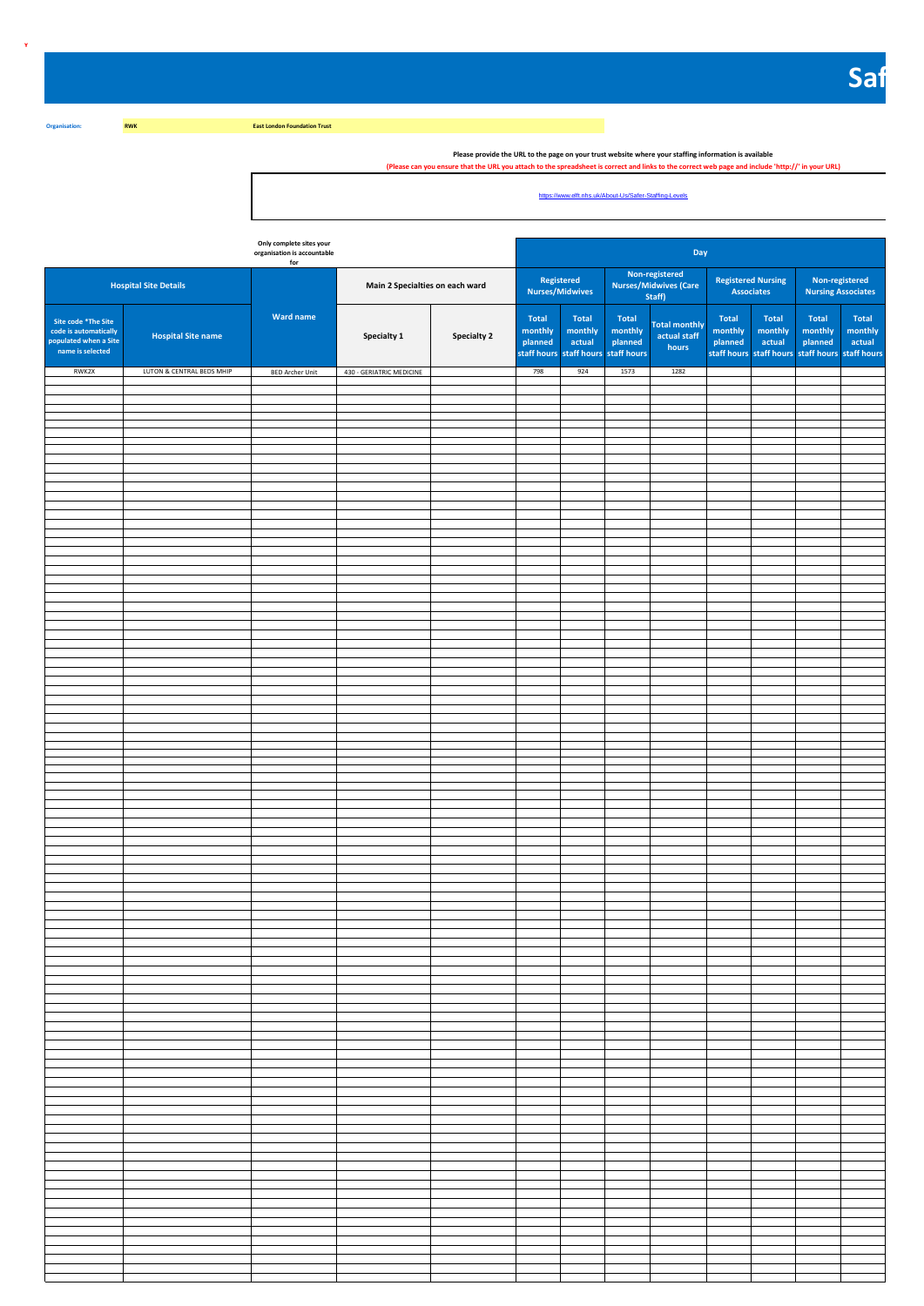Organisation: RWK East London Foundation Trust

**Please provide the URL to the page on your trust website where your staffing information is available**

**(Please can you ensure that the URL you attach to the spreadsheet is correct and links to the correct web page and include 'http://' in your URL)**

https://www.elft.nhs.uk/About-Us/Safer-Staffing-Levels

Only complete sites your organisation is accountable for

| Hospital Site Details | | Ward name | Main 2 Specialties on each ward | | Day | | | | | | | |
|---|---|---|---|---|---|---|---|---|---|---|---|---|
| | | | | | Registered Nurses/Midwives | | Non-registered Nurses/Midwives (Care Staff) | | Registered Nursing Associates | | Non-registered Nursing Associates | |
| Site code *The Site code is automatically populated when a Site name is selected | Hospital Site name | | Specialty 1 | Specialty 2 | Total monthly planned staff hours | Total monthly actual staff hours | Total monthly planned staff hours | Total monthly actual staff hours | Total monthly planned staff hours | Total monthly actual staff hours | Total monthly planned staff hours | Total monthly actual staff hours |
| RWK2X | LUTON & CENTRAL BEDS MHIP | BED Archer Unit | 430 - GERIATRIC MEDICINE | | 798 | 924 | 1573 | 1282 | | | | |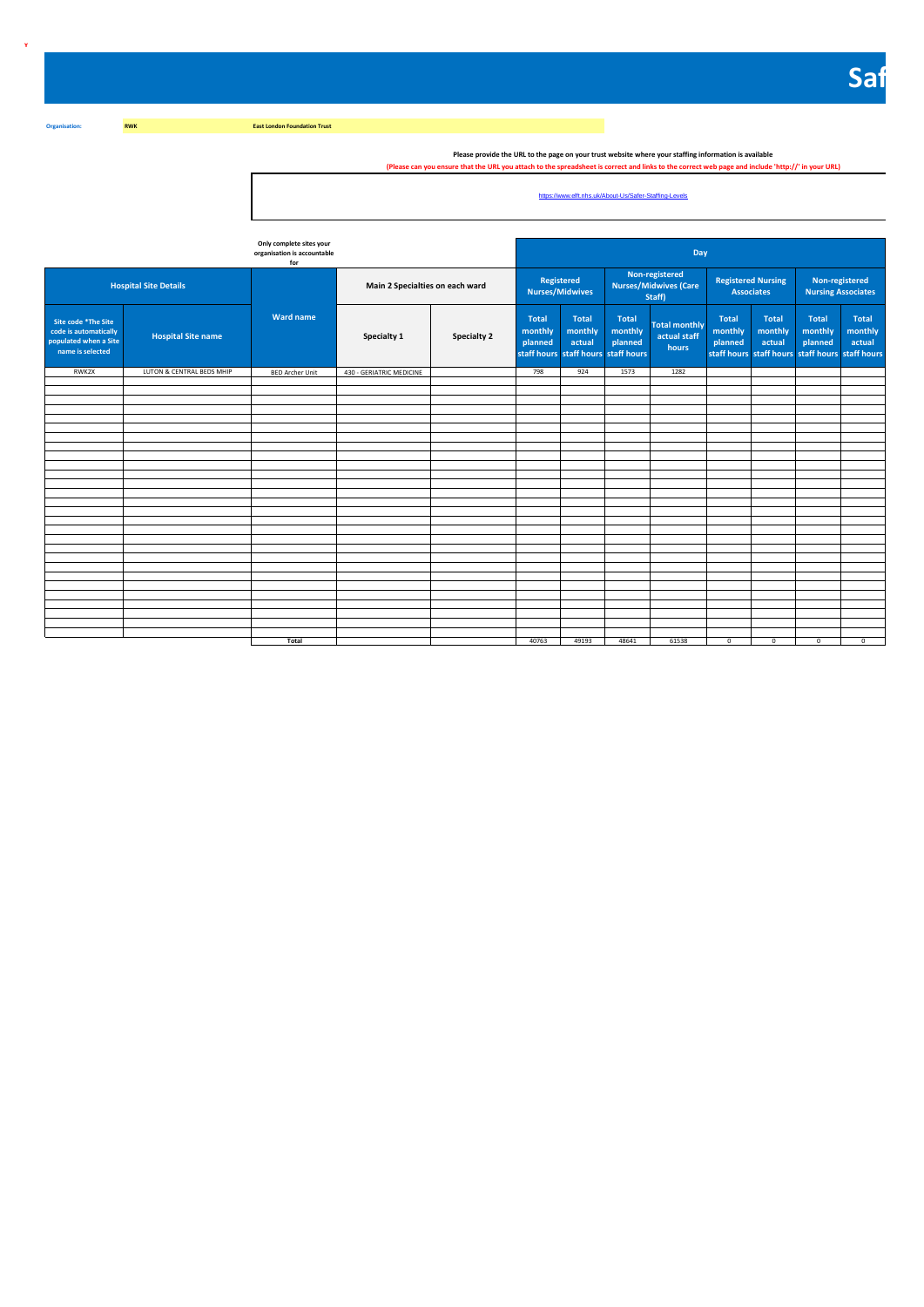Y

# Saf

**Organisation:** **RWK** **East London Foundation Trust**

**Please provide the URL to the page on your trust website where your staffing information is available**

**(Please can you ensure that the URL you attach to the spreadsheet is correct and links to the correct web page and include 'http://' in your URL)**

https://www.elft.nhs.uk/About-Us/Safer-Staffing-Levels

Only complete sites your organisation is accountable for

| Hospital Site Details | | Ward name | Main 2 Specialties on each ward | | Day | | | | | | | |
|---|---|---|---|---|---|---|---|---|---|---|---|---|
| | | | | | Registered Nurses/Midwives | | Non-registered Nurses/Midwives (Care Staff) | | Registered Nursing Associates | | Non-registered Nursing Associates | |
| Site code *The Site code is automatically populated when a Site name is selected | Hospital Site name | | Specialty 1 | Specialty 2 | Total monthly planned staff hours | Total monthly actual staff hours | Total monthly planned staff hours | Total monthly actual staff hours | Total monthly planned staff hours | Total monthly actual staff hours | Total monthly planned staff hours | Total monthly actual staff hours |
| RWK2X | LUTON & CENTRAL BEDS MHIP | BED Archer Unit | 430 - GERIATRIC MEDICINE | | 798 | 924 | 1573 | 1282 | | | | |
| | | Total | | | 40763 | 49193 | 48641 | 61538 | 0 | 0 | 0 | 0 |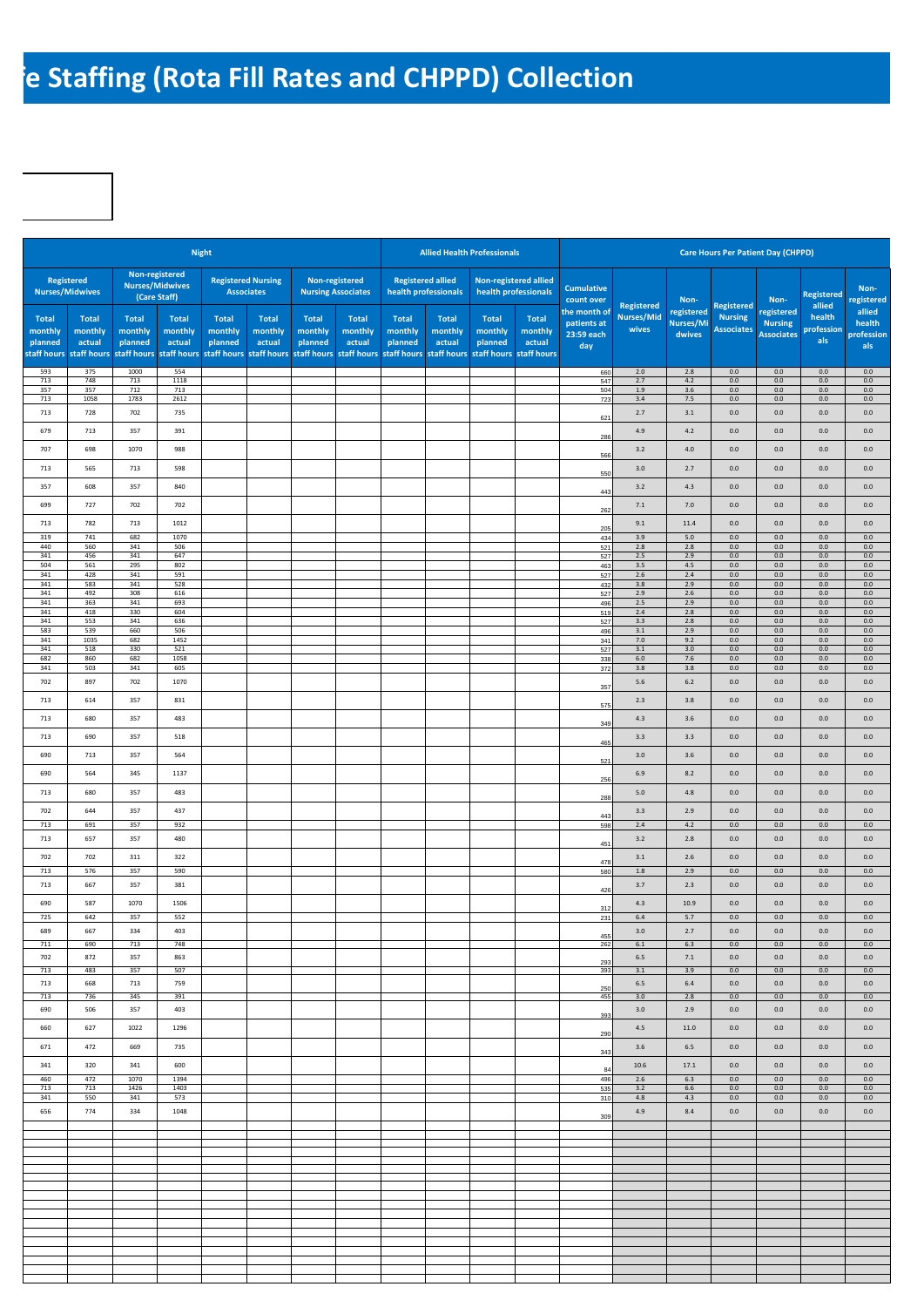# fe Staffing (Rota Fill Rates and CHPPD) Collection

| Night | | | | | | | | Allied Health Professionals | | | | | Care Hours Per Patient Day (CHPPD) | | | | | |
|---|---|---|---|---|---|---|---|---|---|---|---|---|---|---|---|---|---|---|
| Registered Nurses/Midwives | | Non-registered Nurses/Midwives (Care Staff) | | Registered Nursing Associates | | Non-registered Nursing Associates | | Registered allied health professionals | | Non-registered allied health professionals | | Cumulative count over the month of patients at 23:59 each day | Registered Nurses/Midwives | Non-registered Nurses/Midwives | Registered Nursing Associates | Non-registered Nursing Associates | Registered allied health professionals | Non-registered allied health professionals |
| Total monthly planned staff hours | Total monthly actual staff hours | Total monthly planned staff hours | Total monthly actual staff hours | Total monthly planned staff hours | Total monthly actual staff hours | Total monthly planned staff hours | Total monthly actual staff hours | Total monthly planned staff hours | Total monthly actual staff hours | Total monthly planned staff hours | Total monthly actual staff hours | | | | | | | |
| 593 | 375 | 1000 | 554 | | | | | | | | | 660 | 2.0 | 2.8 | 0.0 | 0.0 | 0.0 | 0.0 |
| 713 | 748 | 713 | 1118 | | | | | | | | | 547 | 2.7 | 4.2 | 0.0 | 0.0 | 0.0 | 0.0 |
| 357 | 357 | 712 | 713 | | | | | | | | | 504 | 1.9 | 3.6 | 0.0 | 0.0 | 0.0 | 0.0 |
| 713 | 1058 | 1783 | 2612 | | | | | | | | | 723 | 3.4 | 7.5 | 0.0 | 0.0 | 0.0 | 0.0 |
| 713 | 728 | 702 | 735 | | | | | | | | | 621 | 2.7 | 3.1 | 0.0 | 0.0 | 0.0 | 0.0 |
| 679 | 713 | 357 | 391 | | | | | | | | | 286 | 4.9 | 4.2 | 0.0 | 0.0 | 0.0 | 0.0 |
| 707 | 698 | 1070 | 988 | | | | | | | | | 566 | 3.2 | 4.0 | 0.0 | 0.0 | 0.0 | 0.0 |
| 713 | 565 | 713 | 598 | | | | | | | | | 550 | 3.0 | 2.7 | 0.0 | 0.0 | 0.0 | 0.0 |
| 357 | 608 | 357 | 840 | | | | | | | | | 443 | 3.2 | 4.3 | 0.0 | 0.0 | 0.0 | 0.0 |
| 699 | 727 | 702 | 702 | | | | | | | | | 262 | 7.1 | 7.0 | 0.0 | 0.0 | 0.0 | 0.0 |
| 713 | 782 | 713 | 1012 | | | | | | | | | 205 | 9.1 | 11.4 | 0.0 | 0.0 | 0.0 | 0.0 |
| 319 | 741 | 682 | 1070 | | | | | | | | | 434 | 3.9 | 5.0 | 0.0 | 0.0 | 0.0 | 0.0 |
| 440 | 560 | 341 | 506 | | | | | | | | | 521 | 2.8 | 2.8 | 0.0 | 0.0 | 0.0 | 0.0 |
| 341 | 456 | 341 | 647 | | | | | | | | | 527 | 2.5 | 2.9 | 0.0 | 0.0 | 0.0 | 0.0 |
| 504 | 561 | 295 | 802 | | | | | | | | | 463 | 3.5 | 4.5 | 0.0 | 0.0 | 0.0 | 0.0 |
| 341 | 428 | 341 | 591 | | | | | | | | | 527 | 2.6 | 2.4 | 0.0 | 0.0 | 0.0 | 0.0 |
| 341 | 583 | 341 | 528 | | | | | | | | | 432 | 3.8 | 2.9 | 0.0 | 0.0 | 0.0 | 0.0 |
| 341 | 492 | 308 | 616 | | | | | | | | | 527 | 2.9 | 2.6 | 0.0 | 0.0 | 0.0 | 0.0 |
| 341 | 363 | 341 | 693 | | | | | | | | | 496 | 2.5 | 2.9 | 0.0 | 0.0 | 0.0 | 0.0 |
| 341 | 418 | 330 | 604 | | | | | | | | | 519 | 2.4 | 2.8 | 0.0 | 0.0 | 0.0 | 0.0 |
| 341 | 553 | 341 | 636 | | | | | | | | | 527 | 3.3 | 2.8 | 0.0 | 0.0 | 0.0 | 0.0 |
| 583 | 539 | 660 | 506 | | | | | | | | | 496 | 3.1 | 2.9 | 0.0 | 0.0 | 0.0 | 0.0 |
| 341 | 1035 | 682 | 1452 | | | | | | | | | 341 | 7.0 | 9.2 | 0.0 | 0.0 | 0.0 | 0.0 |
| 341 | 518 | 330 | 521 | | | | | | | | | 527 | 3.1 | 3.0 | 0.0 | 0.0 | 0.0 | 0.0 |
| 682 | 860 | 682 | 1058 | | | | | | | | | 338 | 6.0 | 7.6 | 0.0 | 0.0 | 0.0 | 0.0 |
| 341 | 503 | 341 | 605 | | | | | | | | | 372 | 3.8 | 3.8 | 0.0 | 0.0 | 0.0 | 0.0 |
| 702 | 897 | 702 | 1070 | | | | | | | | | 357 | 5.6 | 6.2 | 0.0 | 0.0 | 0.0 | 0.0 |
| 713 | 614 | 357 | 831 | | | | | | | | | 575 | 2.3 | 3.8 | 0.0 | 0.0 | 0.0 | 0.0 |
| 713 | 680 | 357 | 483 | | | | | | | | | 349 | 4.3 | 3.6 | 0.0 | 0.0 | 0.0 | 0.0 |
| 713 | 690 | 357 | 518 | | | | | | | | | 465 | 3.3 | 3.3 | 0.0 | 0.0 | 0.0 | 0.0 |
| 690 | 713 | 357 | 564 | | | | | | | | | 521 | 3.0 | 3.6 | 0.0 | 0.0 | 0.0 | 0.0 |
| 690 | 564 | 345 | 1137 | | | | | | | | | 256 | 6.9 | 8.2 | 0.0 | 0.0 | 0.0 | 0.0 |
| 713 | 680 | 357 | 483 | | | | | | | | | 288 | 5.0 | 4.8 | 0.0 | 0.0 | 0.0 | 0.0 |
| 702 | 644 | 357 | 437 | | | | | | | | | 443 | 3.3 | 2.9 | 0.0 | 0.0 | 0.0 | 0.0 |
| 713 | 691 | 357 | 932 | | | | | | | | | 598 | 2.4 | 4.2 | 0.0 | 0.0 | 0.0 | 0.0 |
| 713 | 657 | 357 | 480 | | | | | | | | | 451 | 3.2 | 2.8 | 0.0 | 0.0 | 0.0 | 0.0 |
| 702 | 702 | 311 | 322 | | | | | | | | | 478 | 3.1 | 2.6 | 0.0 | 0.0 | 0.0 | 0.0 |
| 713 | 576 | 357 | 590 | | | | | | | | | 580 | 1.8 | 2.9 | 0.0 | 0.0 | 0.0 | 0.0 |
| 713 | 667 | 357 | 381 | | | | | | | | | 426 | 3.7 | 2.3 | 0.0 | 0.0 | 0.0 | 0.0 |
| 690 | 587 | 1070 | 1506 | | | | | | | | | 312 | 4.3 | 10.9 | 0.0 | 0.0 | 0.0 | 0.0 |
| 725 | 642 | 357 | 552 | | | | | | | | | 231 | 6.4 | 5.7 | 0.0 | 0.0 | 0.0 | 0.0 |
| 689 | 667 | 334 | 403 | | | | | | | | | 455 | 3.0 | 2.7 | 0.0 | 0.0 | 0.0 | 0.0 |
| 711 | 690 | 713 | 748 | | | | | | | | | 262 | 6.1 | 6.3 | 0.0 | 0.0 | 0.0 | 0.0 |
| 702 | 872 | 357 | 863 | | | | | | | | | 293 | 6.5 | 7.1 | 0.0 | 0.0 | 0.0 | 0.0 |
| 713 | 483 | 357 | 507 | | | | | | | | | 393 | 3.1 | 3.9 | 0.0 | 0.0 | 0.0 | 0.0 |
| 713 | 668 | 713 | 759 | | | | | | | | | 250 | 6.5 | 6.4 | 0.0 | 0.0 | 0.0 | 0.0 |
| 713 | 736 | 345 | 391 | | | | | | | | | 455 | 3.0 | 2.8 | 0.0 | 0.0 | 0.0 | 0.0 |
| 690 | 506 | 357 | 403 | | | | | | | | | 393 | 3.0 | 2.9 | 0.0 | 0.0 | 0.0 | 0.0 |
| 660 | 627 | 1022 | 1296 | | | | | | | | | 290 | 4.5 | 11.0 | 0.0 | 0.0 | 0.0 | 0.0 |
| 671 | 472 | 669 | 735 | | | | | | | | | 343 | 3.6 | 6.5 | 0.0 | 0.0 | 0.0 | 0.0 |
| 341 | 320 | 341 | 600 | | | | | | | | | 84 | 10.6 | 17.1 | 0.0 | 0.0 | 0.0 | 0.0 |
| 460 | 472 | 1070 | 1394 | | | | | | | | | 496 | 2.6 | 6.3 | 0.0 | 0.0 | 0.0 | 0.0 |
| 713 | 713 | 1426 | 1403 | | | | | | | | | 535 | 3.2 | 6.6 | 0.0 | 0.0 | 0.0 | 0.0 |
| 341 | 550 | 341 | 573 | | | | | | | | | 310 | 4.8 | 4.3 | 0.0 | 0.0 | 0.0 | 0.0 |
| 656 | 774 | 334 | 1048 | | | | | | | | | 309 | 4.9 | 8.4 | 0.0 | 0.0 | 0.0 | 0.0 |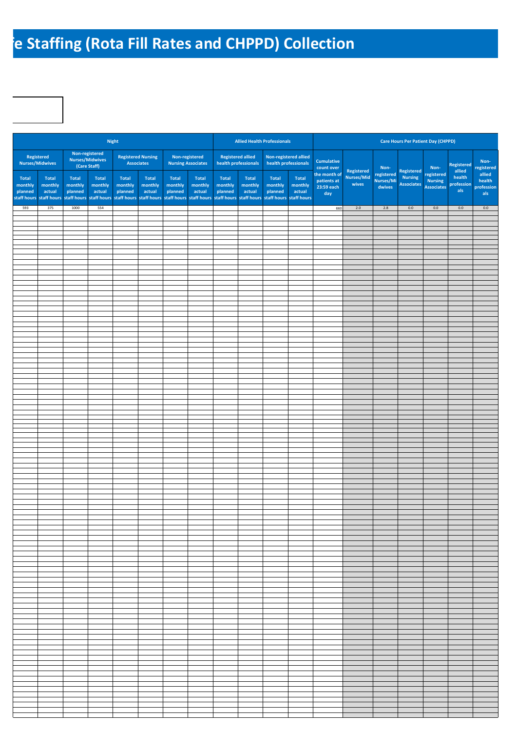# fe Staffing (Rota Fill Rates and CHPPD) Collection

| Night | | | | | | | | Allied Health Professionals | | | | Care Hours Per Patient Day (CHPPD) | | | | | | |
|---|---|---|---|---|---|---|---|---|---|---|---|---|---|---|---|---|---|---|
| Registered Nurses/Midwives | | Non-registered Nurses/Midwives (Care Staff) | | Registered Nursing Associates | | Non-registered Nursing Associates | | Registered allied health professionals | | Non-registered allied health professionals | | Cumulative count over the month of patients at 23:59 each day | Registered Nurses/Midwives | Non-registered Nurses/Midwives | Registered Nursing Associates | Non-registered Nursing Associates | Registered allied health professionals | Non-registered allied health professionals |
| Total monthly planned staff hours | Total monthly actual staff hours | Total monthly planned staff hours | Total monthly actual staff hours | Total monthly planned staff hours | Total monthly actual staff hours | Total monthly planned staff hours | Total monthly actual staff hours | Total monthly planned staff hours | Total monthly actual staff hours | Total monthly planned staff hours | Total monthly actual staff hours | | | | | | | |
| 593 | 375 | 1000 | 554 | | | | | | | | | 660 | 2.0 | 2.8 | 0.0 | 0.0 | 0.0 | 0.0 |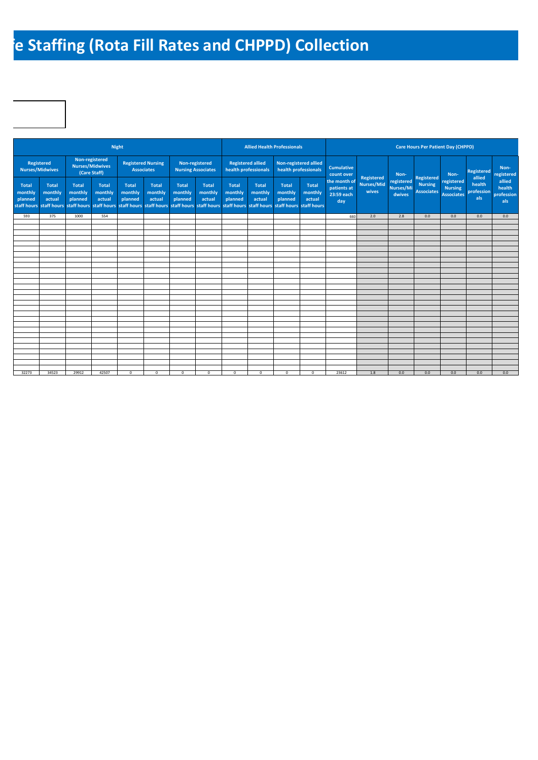# fe Staffing (Rota Fill Rates and CHPPD) Collection

| Night | | | | | | | | Allied Health Professionals | | | | Care Hours Per Patient Day (CHPPD) | | | | | | |
|---|---|---|---|---|---|---|---|---|---|---|---|---|---|---|---|---|---|---|
| Registered Nurses/Midwives | | Non-registered Nurses/Midwives (Care Staff) | | Registered Nursing Associates | | Non-registered Nursing Associates | | Registered allied health professionals | | Non-registered allied health professionals | | Cumulative count over the month of patients at 23:59 each day | Registered Nurses/Midwives | Non-registered Nurses/Midwives | Registered Nursing Associates | Non-registered Nursing Associates | Registered allied health professionals | Non-registered allied health professionals |
| Total monthly planned staff hours | Total monthly actual staff hours | Total monthly planned staff hours | Total monthly actual staff hours | Total monthly planned staff hours | Total monthly actual staff hours | Total monthly planned staff hours | Total monthly actual staff hours | Total monthly planned staff hours | Total monthly actual staff hours | Total monthly planned staff hours | Total monthly actual staff hours | | | | | | | |
| 593 | 375 | 1000 | 554 | | | | | | | | | 660 | 2.0 | 2.8 | 0.0 | 0.0 | 0.0 | 0.0 |
| 32273 | 34523 | 29912 | 42507 | 0 | 0 | 0 | 0 | 0 | 0 | 0 | 0 | 23612 | 1.8 | 0.0 | 0.0 | 0.0 | 0.0 | 0.0 |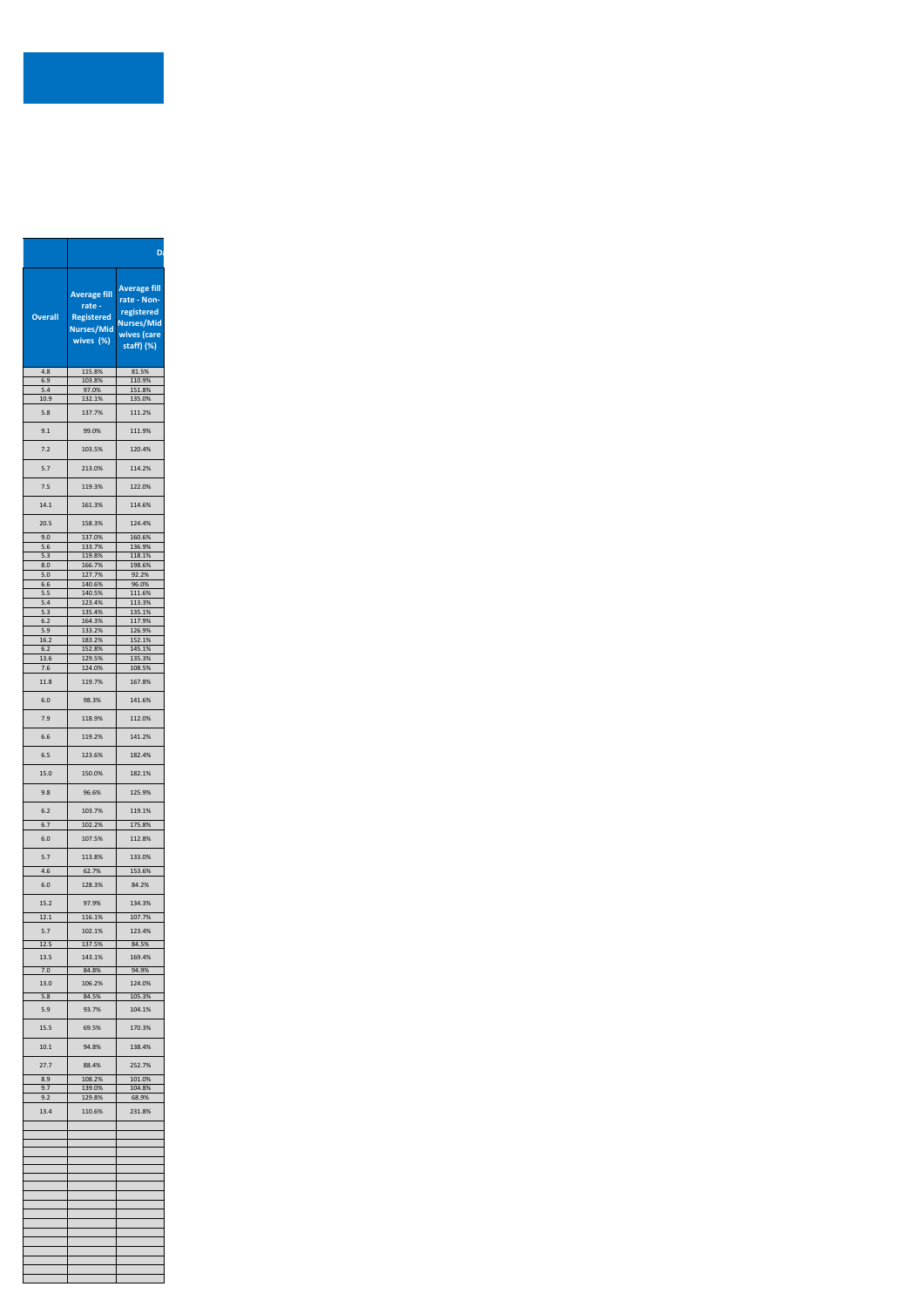|  | D |  |
|---|---|---|
| Overall | Average fill rate - Registered Nurses/Midwives (%) | Average fill rate - Non-registered Nurses/Midwives (care staff) (%) |
| 4.8 | 115.8% | 81.5% |
| 6.9 | 103.8% | 110.9% |
| 5.4 | 97.0% | 151.8% |
| 10.9 | 132.1% | 135.0% |
| 5.8 | 137.7% | 111.2% |
| 9.1 | 99.0% | 111.9% |
| 7.2 | 103.5% | 120.4% |
| 5.7 | 213.0% | 114.2% |
| 7.5 | 119.3% | 122.0% |
| 14.1 | 161.3% | 114.6% |
| 20.5 | 158.3% | 124.4% |
| 9.0 | 137.0% | 160.6% |
| 5.6 | 133.7% | 136.9% |
| 5.3 | 119.8% | 118.1% |
| 8.0 | 166.7% | 198.6% |
| 5.0 | 127.7% | 92.2% |
| 6.6 | 140.6% | 96.0% |
| 5.5 | 140.5% | 111.6% |
| 5.4 | 123.4% | 113.3% |
| 5.3 | 135.4% | 135.1% |
| 6.2 | 164.3% | 117.9% |
| 5.9 | 133.2% | 126.9% |
| 16.2 | 183.2% | 152.1% |
| 6.2 | 152.8% | 145.1% |
| 13.6 | 129.5% | 135.3% |
| 7.6 | 124.0% | 108.5% |
| 11.8 | 119.7% | 167.8% |
| 6.0 | 98.3% | 141.6% |
| 7.9 | 118.9% | 112.0% |
| 6.6 | 119.2% | 141.2% |
| 6.5 | 123.6% | 182.4% |
| 15.0 | 150.0% | 182.1% |
| 9.8 | 96.6% | 125.9% |
| 6.2 | 103.7% | 119.1% |
| 6.7 | 102.2% | 175.8% |
| 6.0 | 107.5% | 112.8% |
| 5.7 | 113.8% | 133.0% |
| 4.6 | 62.7% | 153.6% |
| 6.0 | 128.3% | 84.2% |
| 15.2 | 97.9% | 134.3% |
| 12.1 | 116.1% | 107.7% |
| 5.7 | 102.1% | 123.4% |
| 12.5 | 137.5% | 84.5% |
| 13.5 | 143.1% | 169.4% |
| 7.0 | 84.8% | 94.9% |
| 13.0 | 106.2% | 124.0% |
| 5.8 | 84.5% | 105.3% |
| 5.9 | 93.7% | 104.1% |
| 15.5 | 69.5% | 170.3% |
| 10.1 | 94.8% | 138.4% |
| 27.7 | 88.4% | 252.7% |
| 8.9 | 108.2% | 101.0% |
| 9.7 | 139.0% | 104.8% |
| 9.2 | 129.8% | 68.9% |
| 13.4 | 110.6% | 231.8% |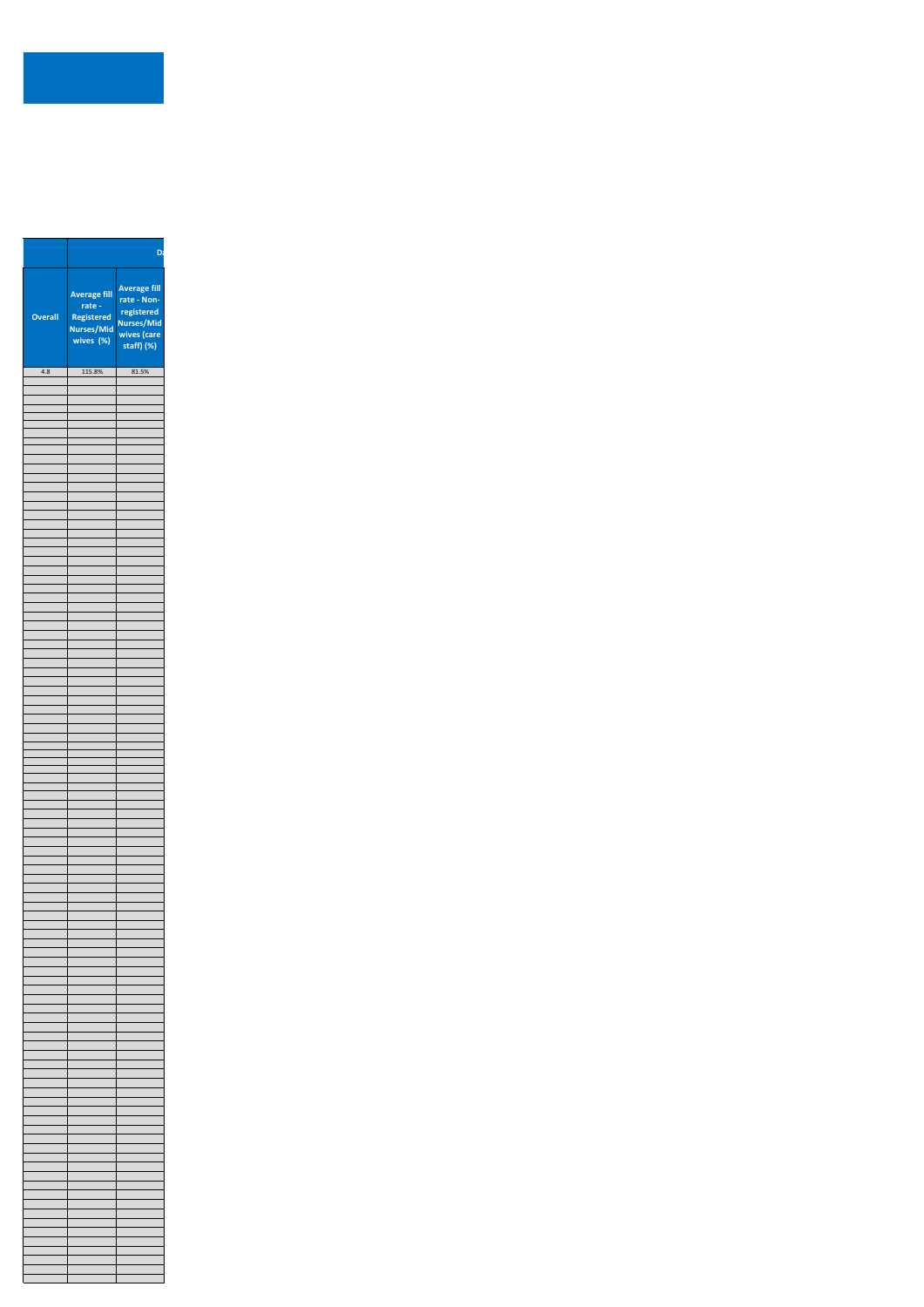| | Da | |
|---|---|---|
| Overall | Average fill rate - Registered Nurses/Midwives (%) | Average fill rate - Non-registered Nurses/Midwives (care staff) (%) |
| 4.8 | 115.8% | 81.5% |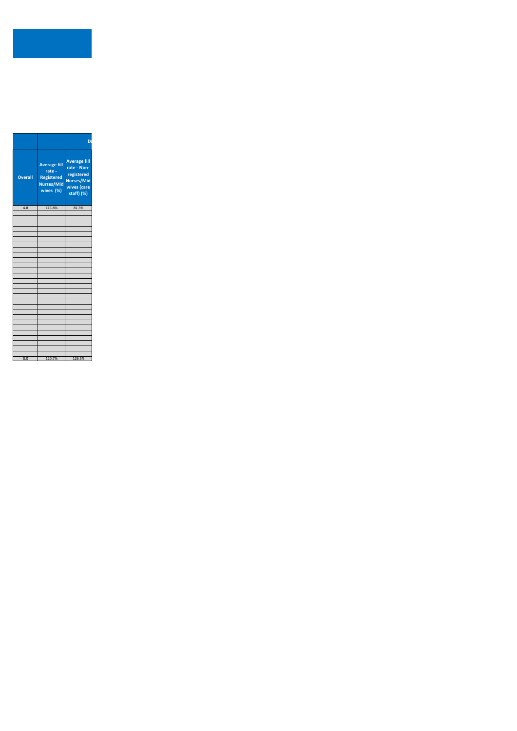| | Da | |
|---|---|---|
| Overall | Average fill rate - Registered Nurses/Midwives (%) | Average fill rate - Non-registered Nurses/Midwives (care staff) (%) |
| 4.8 | 115.8% | 81.5% |
| | | |
| | | |
| | | |
| | | |
| | | |
| | | |
| | | |
| | | |
| | | |
| | | |
| | | |
| | | |
| | | |
| | | |
| | | |
| | | |
| | | |
| | | |
| | | |
| | | |
| | | |
| | | |
| | | |
| | | |
| | | |
| | | |
| | | |
| | | |
| 8.0 | 120.7% | 126.5% |